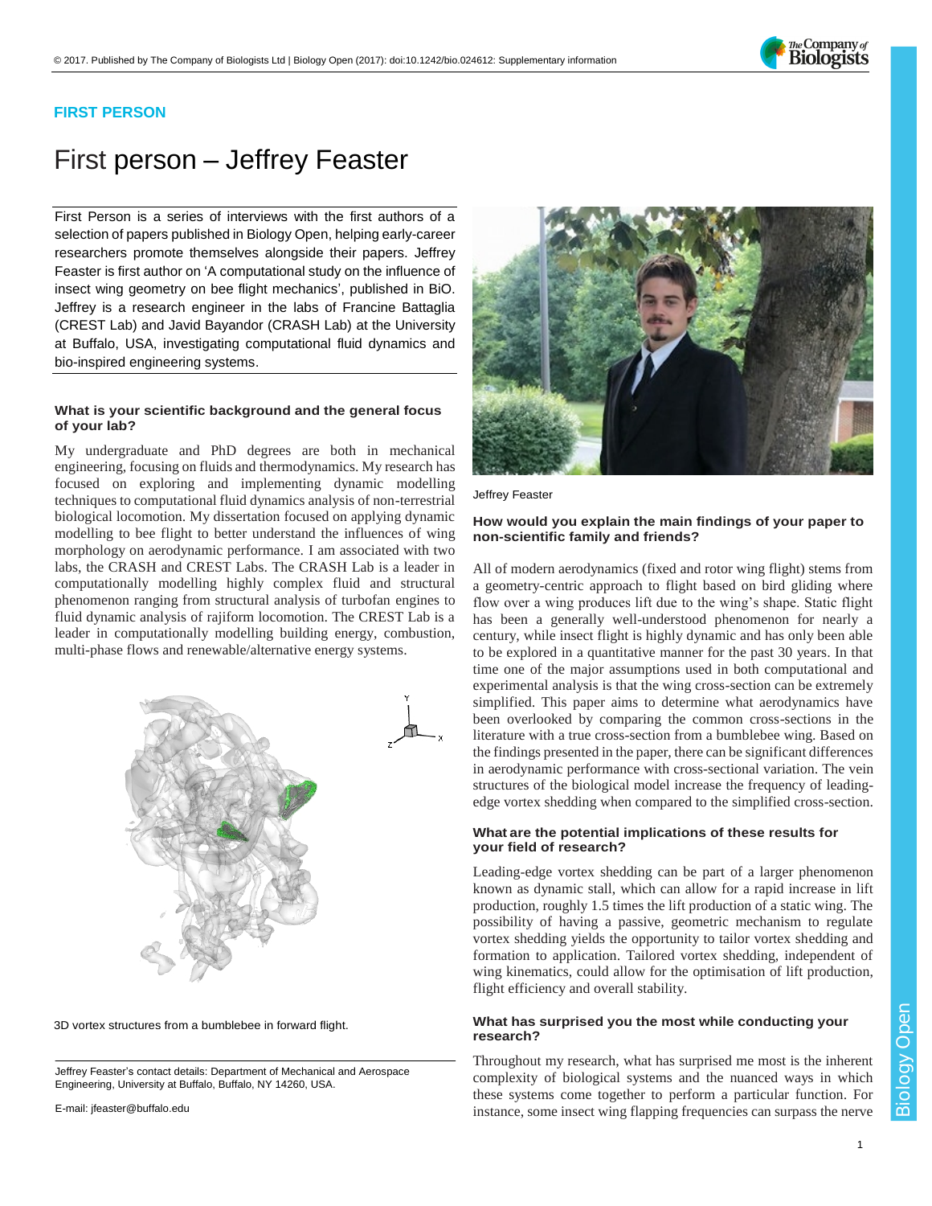**FIRST PERSON**

# First person – Jeffrey Feaster

First Person is a series of interviews with the first authors of a selection of papers published in Biology Open, helping early-career researchers promote themselves alongside their papers. Jeffrey Feaster is first author on 'A computational study on the influence of insect wing geometry on bee flight mechanics', published in BiO. Jeffrey is a research engineer in the labs of Francine Battaglia (CREST Lab) and Javid Bayandor (CRASH Lab) at the University at Buffalo, USA, investigating computational fluid dynamics and bio-inspired engineering systems.

### What is your scientific background and the general focus of your lab?

My undergraduate and PhD degrees are both in mechanical engineering, focusing on fluids and thermodynamics. My research has focused on exploring and implementing dynamic modelling techniques to computational fluid dynamics analysis of non-terrestrial biological locomotion. My dissertation focused on applying dynamic modelling to bee flight to better understand the influences of wing morphology on aerodynamic performance. I am associated with two labs, the CRASH and CREST Labs. The CRASH Lab is a leader in computationally modelling highly complex fluid and structural phenomenon ranging from structural analysis of turbofan engines to fluid dynamic analysis of rajiform locomotion. The CREST Lab is a leader in computationally modelling building energy, combustion, multi-phase flows and renewable/alternative energy systems.

3D vortex structures from a bumblebee in forward flight.

Jeffrey Feaster's contact details: Department of Mechanical and Aerospace Engineering, University at Buffalo, Buffalo, NY 14260, USA.

E-mail: jfeaster@buffalo.edu

Jeffrey Feaster

### How would you explain the main findings of your paper to non-scientific family and friends?

All of modern aerodynamics (fixed and rotor wing flight) stems from a geometry-centric approach to flight based on bird gliding where flow over a wing produces lift due to the wing's shape. Static flight has been a generally well-understood phenomenon for nearly a century, while insect flight is highly dynamic and has only been able to be explored in a quantitative manner for the past 30 years. In that time one of the major assumptions used in both computational and experimental analysis is that the wing cross-section can be extremely simplified. This paper aims to determine what aerodynamics have been overlooked by comparing the common cross-sections in the literature with a true cross-section from a bumblebee wing. Based on the findings presented in the paper, there can be significant differences in aerodynamic performance with cross-sectional variation. The vein structures of the biological model increase the frequency of leading-edge vortex shedding when compared to the simplified cross-section.

### What are the potential implications of these results for your field of research?

Leading-edge vortex shedding can be part of a larger phenomenon known as dynamic stall, which can allow for a rapid increase in lift production, roughly 1.5 times the lift production of a static wing. The possibility of having a passive, geometric mechanism to regulate vortex shedding yields the opportunity to tailor vortex shedding and formation to application. Tailored vortex shedding, independent of wing kinematics, could allow for the optimisation of lift production, flight efficiency and overall stability.

### What has surprised you the most while conducting your research?

Throughout my research, what has surprised me most is the inherent complexity of biological systems and the nuanced ways in which these systems come together to perform a particular function. For instance, some insect wing flapping frequencies can surpass the nerve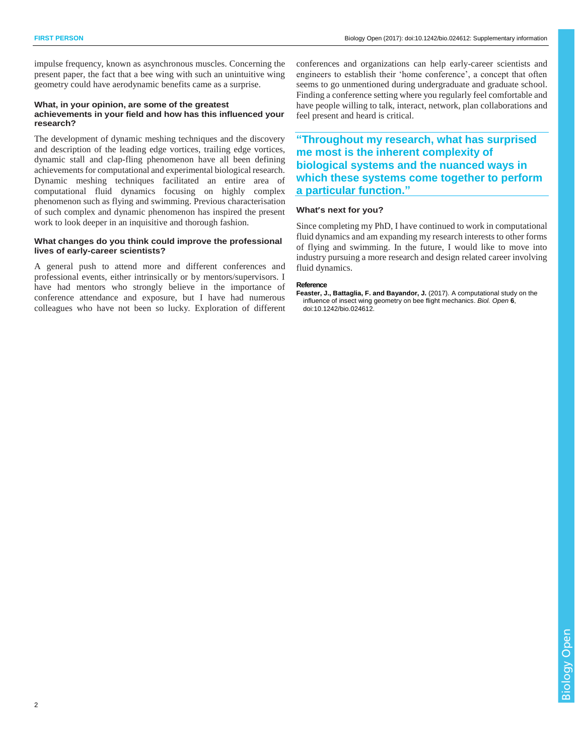impulse frequency, known as asynchronous muscles. Concerning the present paper, the fact that a bee wing with such an unintuitive wing geometry could have aerodynamic benefits came as a surprise.

### What, in your opinion, are some of the greatest achievements in your field and how has this influenced your research?

The development of dynamic meshing techniques and the discovery and description of the leading edge vortices, trailing edge vortices, dynamic stall and clap-fling phenomenon have all been defining achievements for computational and experimental biological research. Dynamic meshing techniques facilitated an entire area of computational fluid dynamics focusing on highly complex phenomenon such as flying and swimming. Previous characterisation of such complex and dynamic phenomenon has inspired the present work to look deeper in an inquisitive and thorough fashion.

### What changes do you think could improve the professional lives of early-career scientists?

A general push to attend more and different conferences and professional events, either intrinsically or by mentors/supervisors. I have had mentors who strongly believe in the importance of conference attendance and exposure, but I have had numerous colleagues who have not been so lucky. Exploration of different conferences and organizations can help early-career scientists and engineers to establish their 'home conference', a concept that often seems to go unmentioned during undergraduate and graduate school. Finding a conference setting where you regularly feel comfortable and have people willing to talk, interact, network, plan collaborations and feel present and heard is critical.

**"Throughout my research, what has surprised me most is the inherent complexity of biological systems and the nuanced ways in which these systems come together to perform a particular function."**

### What's next for you?

Since completing my PhD, I have continued to work in computational fluid dynamics and am expanding my research interests to other forms of flying and swimming. In the future, I would like to move into industry pursuing a more research and design related career involving fluid dynamics.

#### Reference

**Feaster, J., Battaglia, F. and Bayandor, J.** (2017). A computational study on the influence of insect wing geometry on bee flight mechanics. *Biol. Open* **6**, doi:10.1242/bio.024612.